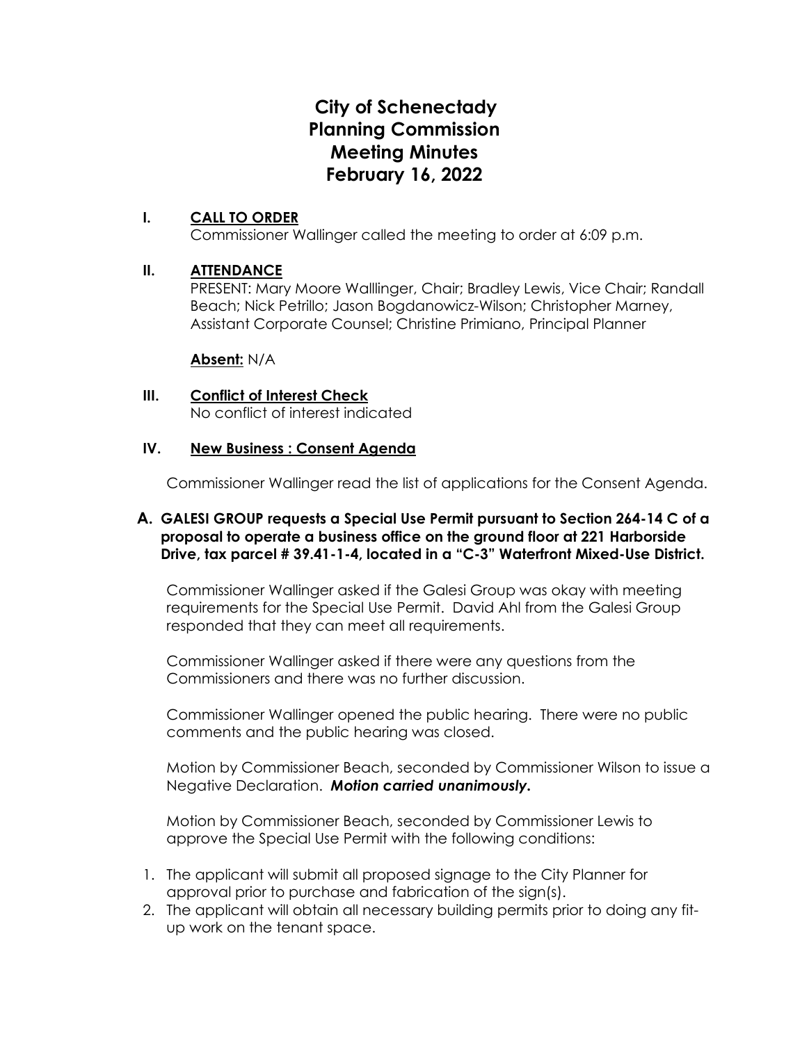# City of Schenectady Planning Commission Meeting Minutes February 16, 2022

## I. CALL TO ORDER

Commissioner Wallinger called the meeting to order at 6:09 p.m.

## II. ATTENDANCE

PRESENT: Mary Moore Walllinger, Chair; Bradley Lewis, Vice Chair; Randall Beach; Nick Petrillo; Jason Bogdanowicz-Wilson; Christopher Marney, Assistant Corporate Counsel; Christine Primiano, Principal Planner

**Absent:** N/A

## III. Conflict of Interest Check

No conflict of interest indicated

## IV. New Business : Consent Agenda

Commissioner Wallinger read the list of applications for the Consent Agenda.

**A. GALESI GROUP requests a Special Use Permit pursuant to Section 264-14 C of a proposal to operate a business office on the ground floor at 221 Harborside Drive, tax parcel # 39.41-1-4, located in a "C-3" Waterfront Mixed-Use District.**

Commissioner Wallinger asked if the Galesi Group was okay with meeting requirements for the Special Use Permit. David Ahl from the Galesi Group responded that they can meet all requirements.

Commissioner Wallinger asked if there were any questions from the Commissioners and there was no further discussion.

Commissioner Wallinger opened the public hearing. There were no public comments and the public hearing was closed.

Motion by Commissioner Beach, seconded by Commissioner Wilson to issue a Negative Declaration. ***Motion carried unanimously.***

Motion by Commissioner Beach, seconded by Commissioner Lewis to approve the Special Use Permit with the following conditions:

1. The applicant will submit all proposed signage to the City Planner for approval prior to purchase and fabrication of the sign(s).
2. The applicant will obtain all necessary building permits prior to doing any fit-up work on the tenant space.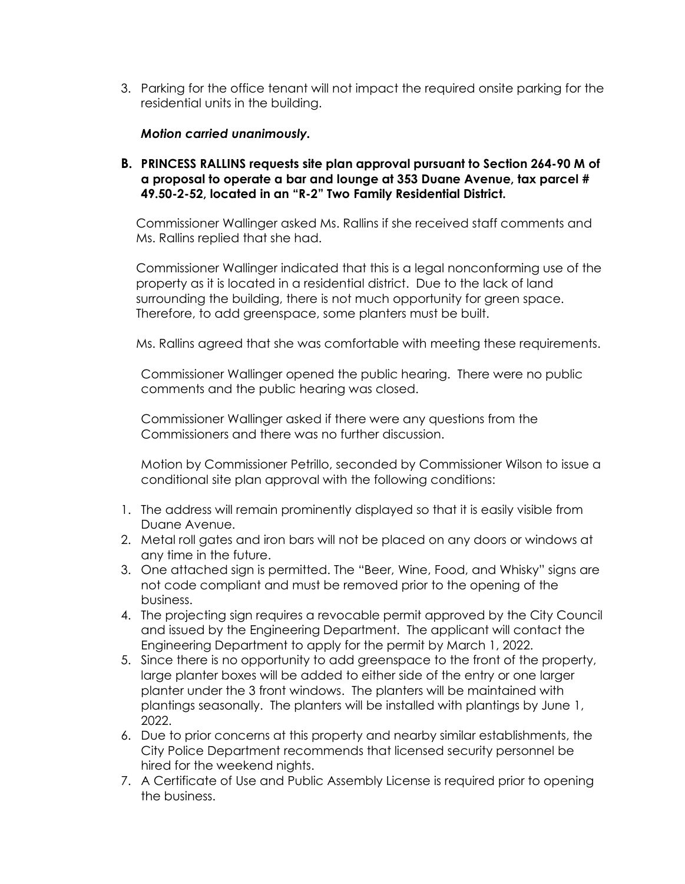3. Parking for the office tenant will not impact the required onsite parking for the residential units in the building.

   ***Motion carried unanimously.***

**B. PRINCESS RALLINS requests site plan approval pursuant to Section 264-90 M of a proposal to operate a bar and lounge at 353 Duane Avenue, tax parcel # 49.50-2-52, located in an "R-2" Two Family Residential District.**

Commissioner Wallinger asked Ms. Rallins if she received staff comments and Ms. Rallins replied that she had.

Commissioner Wallinger indicated that this is a legal nonconforming use of the property as it is located in a residential district. Due to the lack of land surrounding the building, there is not much opportunity for green space. Therefore, to add greenspace, some planters must be built.

Ms. Rallins agreed that she was comfortable with meeting these requirements.

Commissioner Wallinger opened the public hearing. There were no public comments and the public hearing was closed.

Commissioner Wallinger asked if there were any questions from the Commissioners and there was no further discussion.

Motion by Commissioner Petrillo, seconded by Commissioner Wilson to issue a conditional site plan approval with the following conditions:

1. The address will remain prominently displayed so that it is easily visible from Duane Avenue.
2. Metal roll gates and iron bars will not be placed on any doors or windows at any time in the future.
3. One attached sign is permitted. The "Beer, Wine, Food, and Whisky" signs are not code compliant and must be removed prior to the opening of the business.
4. The projecting sign requires a revocable permit approved by the City Council and issued by the Engineering Department. The applicant will contact the Engineering Department to apply for the permit by March 1, 2022.
5. Since there is no opportunity to add greenspace to the front of the property, large planter boxes will be added to either side of the entry or one larger planter under the 3 front windows. The planters will be maintained with plantings seasonally. The planters will be installed with plantings by June 1, 2022.
6. Due to prior concerns at this property and nearby similar establishments, the City Police Department recommends that licensed security personnel be hired for the weekend nights.
7. A Certificate of Use and Public Assembly License is required prior to opening the business.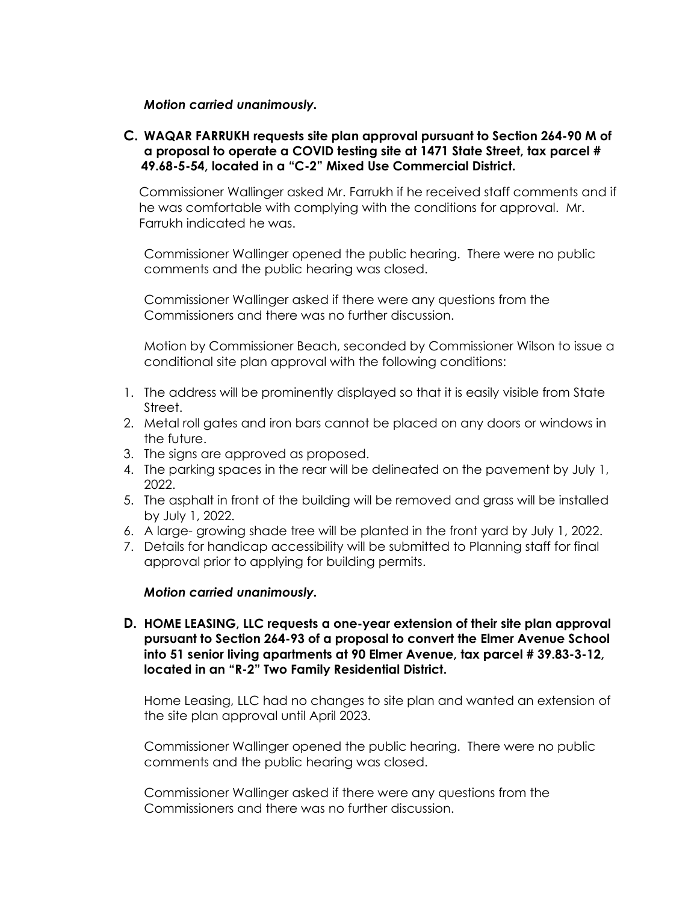***Motion carried unanimously.***

**C. WAQAR FARRUKH requests site plan approval pursuant to Section 264-90 M of a proposal to operate a COVID testing site at 1471 State Street, tax parcel # 49.68-5-54, located in a "C-2" Mixed Use Commercial District.**

Commissioner Wallinger asked Mr. Farrukh if he received staff comments and if he was comfortable with complying with the conditions for approval. Mr. Farrukh indicated he was.

Commissioner Wallinger opened the public hearing. There were no public comments and the public hearing was closed.

Commissioner Wallinger asked if there were any questions from the Commissioners and there was no further discussion.

Motion by Commissioner Beach, seconded by Commissioner Wilson to issue a conditional site plan approval with the following conditions:

1. The address will be prominently displayed so that it is easily visible from State Street.
2. Metal roll gates and iron bars cannot be placed on any doors or windows in the future.
3. The signs are approved as proposed.
4. The parking spaces in the rear will be delineated on the pavement by July 1, 2022.
5. The asphalt in front of the building will be removed and grass will be installed by July 1, 2022.
6. A large- growing shade tree will be planted in the front yard by July 1, 2022.
7. Details for handicap accessibility will be submitted to Planning staff for final approval prior to applying for building permits.

***Motion carried unanimously.***

**D. HOME LEASING, LLC requests a one-year extension of their site plan approval pursuant to Section 264-93 of a proposal to convert the Elmer Avenue School into 51 senior living apartments at 90 Elmer Avenue, tax parcel # 39.83-3-12, located in an "R-2" Two Family Residential District.**

Home Leasing, LLC had no changes to site plan and wanted an extension of the site plan approval until April 2023.

Commissioner Wallinger opened the public hearing. There were no public comments and the public hearing was closed.

Commissioner Wallinger asked if there were any questions from the Commissioners and there was no further discussion.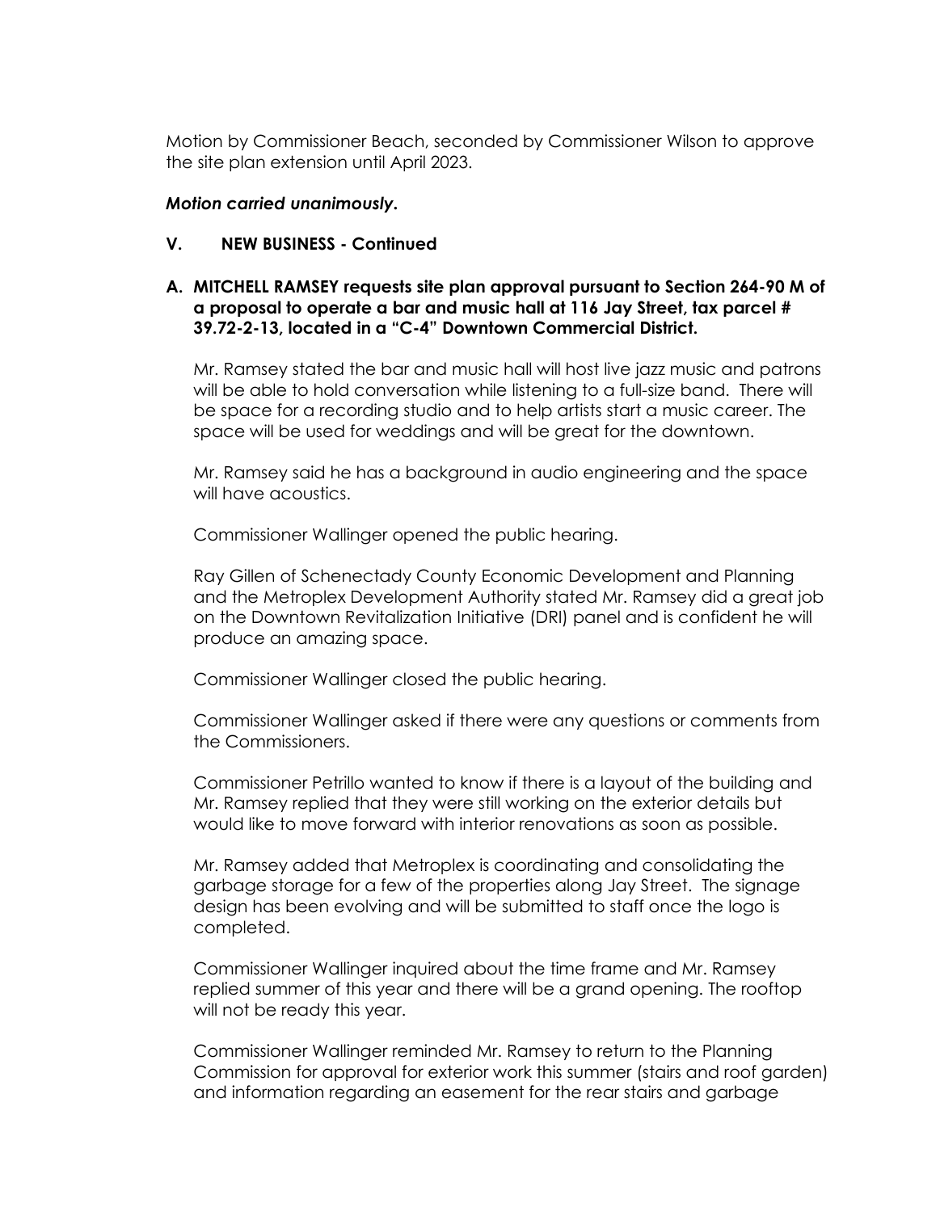Motion by Commissioner Beach, seconded by Commissioner Wilson to approve the site plan extension until April 2023.

***Motion carried unanimously.***

**V. NEW BUSINESS - Continued**

**A. MITCHELL RAMSEY requests site plan approval pursuant to Section 264-90 M of a proposal to operate a bar and music hall at 116 Jay Street, tax parcel # 39.72-2-13, located in a "C-4" Downtown Commercial District.**

Mr. Ramsey stated the bar and music hall will host live jazz music and patrons will be able to hold conversation while listening to a full-size band. There will be space for a recording studio and to help artists start a music career. The space will be used for weddings and will be great for the downtown.

Mr. Ramsey said he has a background in audio engineering and the space will have acoustics.

Commissioner Wallinger opened the public hearing.

Ray Gillen of Schenectady County Economic Development and Planning and the Metroplex Development Authority stated Mr. Ramsey did a great job on the Downtown Revitalization Initiative (DRI) panel and is confident he will produce an amazing space.

Commissioner Wallinger closed the public hearing.

Commissioner Wallinger asked if there were any questions or comments from the Commissioners.

Commissioner Petrillo wanted to know if there is a layout of the building and Mr. Ramsey replied that they were still working on the exterior details but would like to move forward with interior renovations as soon as possible.

Mr. Ramsey added that Metroplex is coordinating and consolidating the garbage storage for a few of the properties along Jay Street. The signage design has been evolving and will be submitted to staff once the logo is completed.

Commissioner Wallinger inquired about the time frame and Mr. Ramsey replied summer of this year and there will be a grand opening. The rooftop will not be ready this year.

Commissioner Wallinger reminded Mr. Ramsey to return to the Planning Commission for approval for exterior work this summer (stairs and roof garden) and information regarding an easement for the rear stairs and garbage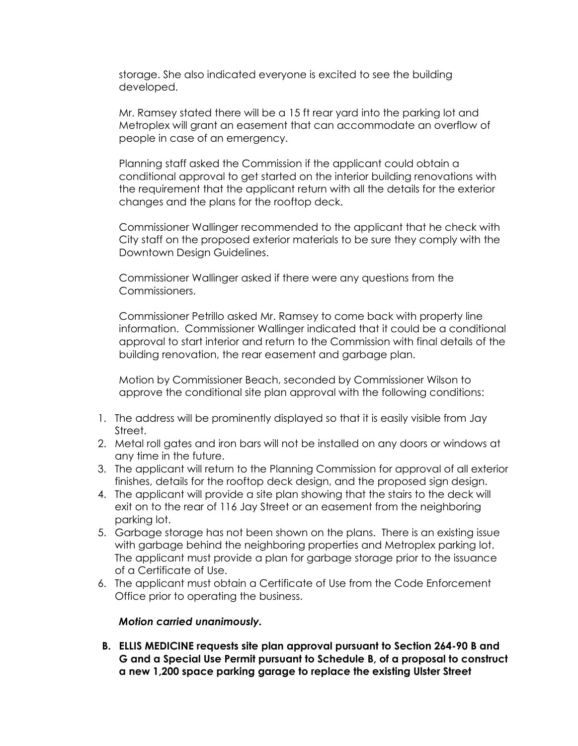storage. She also indicated everyone is excited to see the building developed.

Mr. Ramsey stated there will be a 15 ft rear yard into the parking lot and Metroplex will grant an easement that can accommodate an overflow of people in case of an emergency.

Planning staff asked the Commission if the applicant could obtain a conditional approval to get started on the interior building renovations with the requirement that the applicant return with all the details for the exterior changes and the plans for the rooftop deck.

Commissioner Wallinger recommended to the applicant that he check with City staff on the proposed exterior materials to be sure they comply with the Downtown Design Guidelines.

Commissioner Wallinger asked if there were any questions from the Commissioners.

Commissioner Petrillo asked Mr. Ramsey to come back with property line information. Commissioner Wallinger indicated that it could be a conditional approval to start interior and return to the Commission with final details of the building renovation, the rear easement and garbage plan.

Motion by Commissioner Beach, seconded by Commissioner Wilson to approve the conditional site plan approval with the following conditions:

1. The address will be prominently displayed so that it is easily visible from Jay Street.
2. Metal roll gates and iron bars will not be installed on any doors or windows at any time in the future.
3. The applicant will return to the Planning Commission for approval of all exterior finishes, details for the rooftop deck design, and the proposed sign design.
4. The applicant will provide a site plan showing that the stairs to the deck will exit on to the rear of 116 Jay Street or an easement from the neighboring parking lot.
5. Garbage storage has not been shown on the plans. There is an existing issue with garbage behind the neighboring properties and Metroplex parking lot. The applicant must provide a plan for garbage storage prior to the issuance of a Certificate of Use.
6. The applicant must obtain a Certificate of Use from the Code Enforcement Office prior to operating the business.

***Motion carried unanimously.***

**B. ELLIS MEDICINE requests site plan approval pursuant to Section 264-90 B and G and a Special Use Permit pursuant to Schedule B, of a proposal to construct a new 1,200 space parking garage to replace the existing Ulster Street**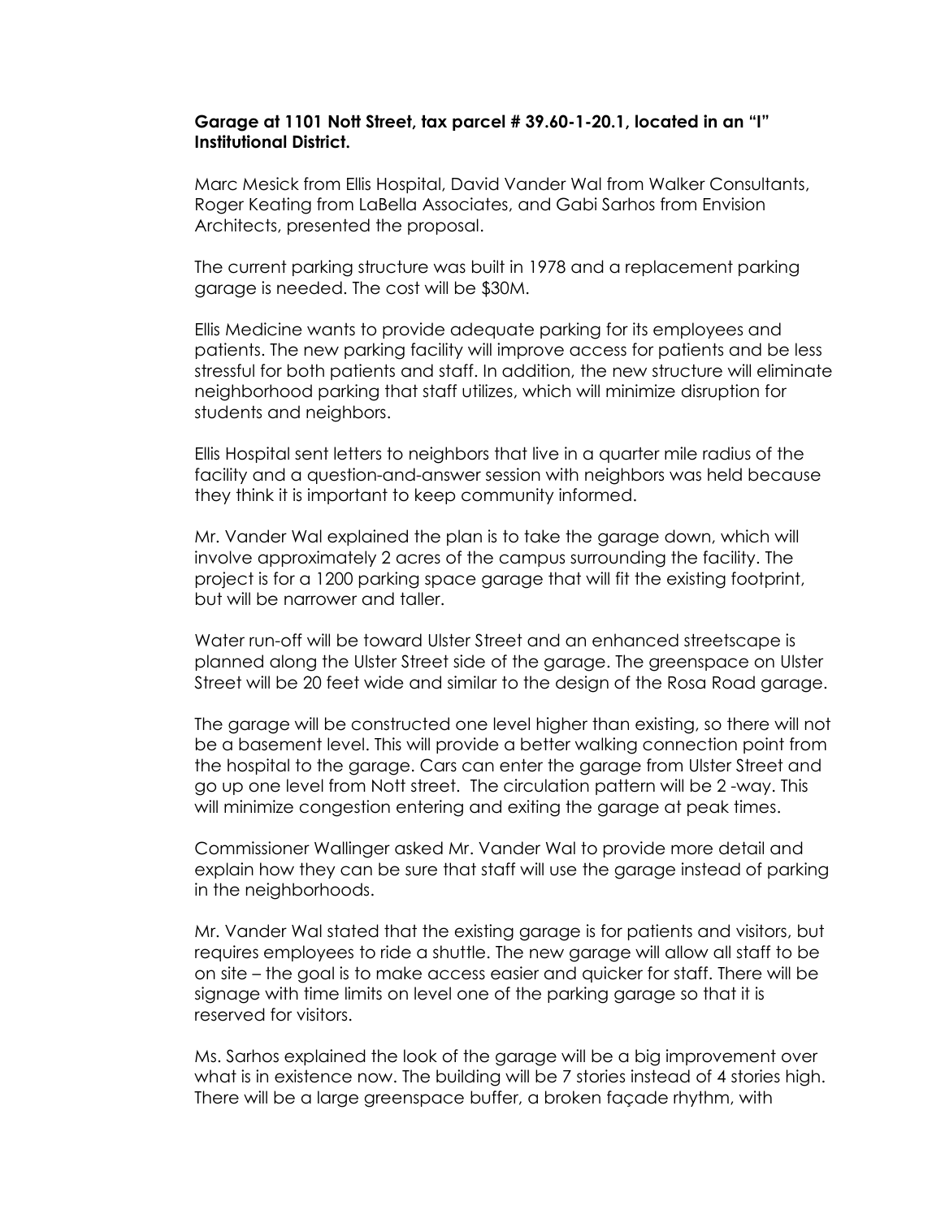**Garage at 1101 Nott Street, tax parcel # 39.60-1-20.1, located in an "I" Institutional District.**

Marc Mesick from Ellis Hospital, David Vander Wal from Walker Consultants, Roger Keating from LaBella Associates, and Gabi Sarhos from Envision Architects, presented the proposal.

The current parking structure was built in 1978 and a replacement parking garage is needed. The cost will be $30M.

Ellis Medicine wants to provide adequate parking for its employees and patients. The new parking facility will improve access for patients and be less stressful for both patients and staff. In addition, the new structure will eliminate neighborhood parking that staff utilizes, which will minimize disruption for students and neighbors.

Ellis Hospital sent letters to neighbors that live in a quarter mile radius of the facility and a question-and-answer session with neighbors was held because they think it is important to keep community informed.

Mr. Vander Wal explained the plan is to take the garage down, which will involve approximately 2 acres of the campus surrounding the facility. The project is for a 1200 parking space garage that will fit the existing footprint, but will be narrower and taller.

Water run-off will be toward Ulster Street and an enhanced streetscape is planned along the Ulster Street side of the garage. The greenspace on Ulster Street will be 20 feet wide and similar to the design of the Rosa Road garage.

The garage will be constructed one level higher than existing, so there will not be a basement level. This will provide a better walking connection point from the hospital to the garage. Cars can enter the garage from Ulster Street and go up one level from Nott street. The circulation pattern will be 2 -way. This will minimize congestion entering and exiting the garage at peak times.

Commissioner Wallinger asked Mr. Vander Wal to provide more detail and explain how they can be sure that staff will use the garage instead of parking in the neighborhoods.

Mr. Vander Wal stated that the existing garage is for patients and visitors, but requires employees to ride a shuttle. The new garage will allow all staff to be on site – the goal is to make access easier and quicker for staff. There will be signage with time limits on level one of the parking garage so that it is reserved for visitors.

Ms. Sarhos explained the look of the garage will be a big improvement over what is in existence now. The building will be 7 stories instead of 4 stories high. There will be a large greenspace buffer, a broken façade rhythm, with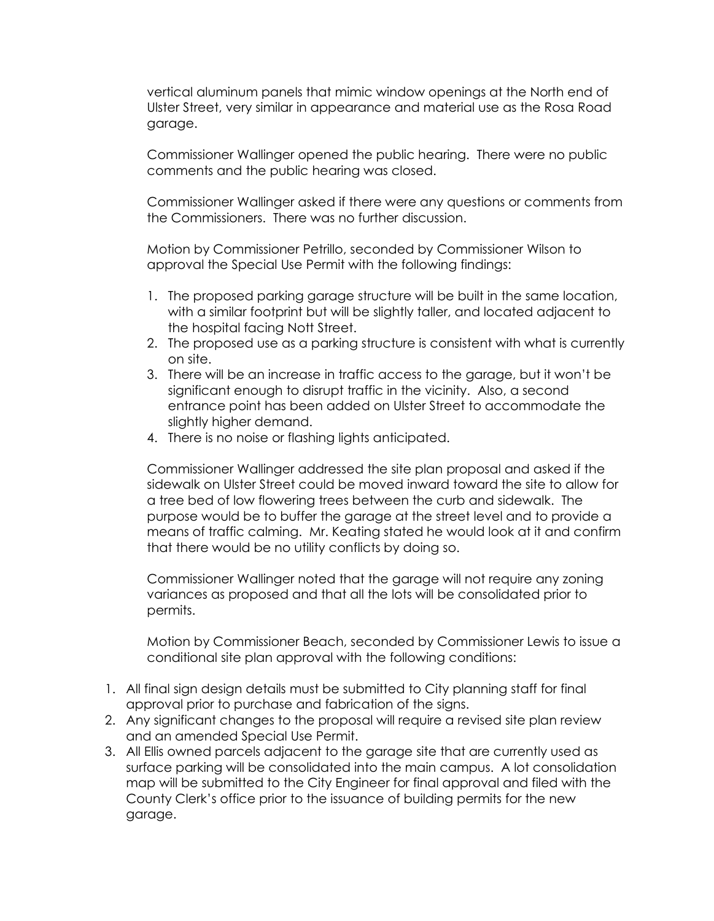vertical aluminum panels that mimic window openings at the North end of Ulster Street, very similar in appearance and material use as the Rosa Road garage.

Commissioner Wallinger opened the public hearing. There were no public comments and the public hearing was closed.

Commissioner Wallinger asked if there were any questions or comments from the Commissioners. There was no further discussion.

Motion by Commissioner Petrillo, seconded by Commissioner Wilson to approval the Special Use Permit with the following findings:

1. The proposed parking garage structure will be built in the same location, with a similar footprint but will be slightly taller, and located adjacent to the hospital facing Nott Street.
2. The proposed use as a parking structure is consistent with what is currently on site.
3. There will be an increase in traffic access to the garage, but it won't be significant enough to disrupt traffic in the vicinity. Also, a second entrance point has been added on Ulster Street to accommodate the slightly higher demand.
4. There is no noise or flashing lights anticipated.

Commissioner Wallinger addressed the site plan proposal and asked if the sidewalk on Ulster Street could be moved inward toward the site to allow for a tree bed of low flowering trees between the curb and sidewalk. The purpose would be to buffer the garage at the street level and to provide a means of traffic calming. Mr. Keating stated he would look at it and confirm that there would be no utility conflicts by doing so.

Commissioner Wallinger noted that the garage will not require any zoning variances as proposed and that all the lots will be consolidated prior to permits.

Motion by Commissioner Beach, seconded by Commissioner Lewis to issue a conditional site plan approval with the following conditions:

1. All final sign design details must be submitted to City planning staff for final approval prior to purchase and fabrication of the signs.
2. Any significant changes to the proposal will require a revised site plan review and an amended Special Use Permit.
3. All Ellis owned parcels adjacent to the garage site that are currently used as surface parking will be consolidated into the main campus. A lot consolidation map will be submitted to the City Engineer for final approval and filed with the County Clerk's office prior to the issuance of building permits for the new garage.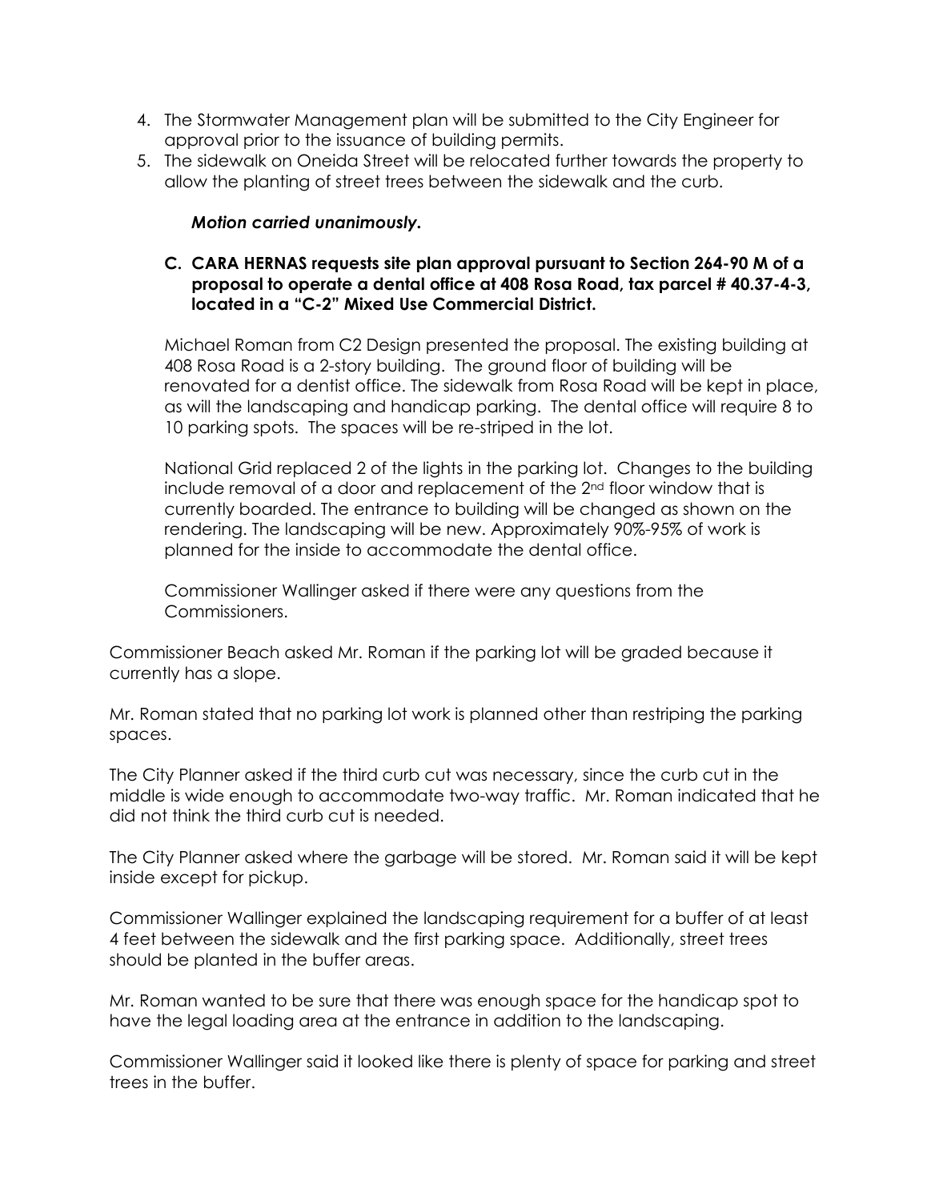4. The Stormwater Management plan will be submitted to the City Engineer for approval prior to the issuance of building permits.
5. The sidewalk on Oneida Street will be relocated further towards the property to allow the planting of street trees between the sidewalk and the curb.

   ***Motion carried unanimously.***

**C. CARA HERNAS requests site plan approval pursuant to Section 264-90 M of a proposal to operate a dental office at 408 Rosa Road, tax parcel # 40.37-4-3, located in a "C-2" Mixed Use Commercial District.**

Michael Roman from C2 Design presented the proposal. The existing building at 408 Rosa Road is a 2-story building. The ground floor of building will be renovated for a dentist office. The sidewalk from Rosa Road will be kept in place, as will the landscaping and handicap parking. The dental office will require 8 to 10 parking spots. The spaces will be re-striped in the lot.

National Grid replaced 2 of the lights in the parking lot. Changes to the building include removal of a door and replacement of the 2nd floor window that is currently boarded. The entrance to building will be changed as shown on the rendering. The landscaping will be new. Approximately 90%-95% of work is planned for the inside to accommodate the dental office.

Commissioner Wallinger asked if there were any questions from the Commissioners.

Commissioner Beach asked Mr. Roman if the parking lot will be graded because it currently has a slope.

Mr. Roman stated that no parking lot work is planned other than restriping the parking spaces.

The City Planner asked if the third curb cut was necessary, since the curb cut in the middle is wide enough to accommodate two-way traffic. Mr. Roman indicated that he did not think the third curb cut is needed.

The City Planner asked where the garbage will be stored. Mr. Roman said it will be kept inside except for pickup.

Commissioner Wallinger explained the landscaping requirement for a buffer of at least 4 feet between the sidewalk and the first parking space. Additionally, street trees should be planted in the buffer areas.

Mr. Roman wanted to be sure that there was enough space for the handicap spot to have the legal loading area at the entrance in addition to the landscaping.

Commissioner Wallinger said it looked like there is plenty of space for parking and street trees in the buffer.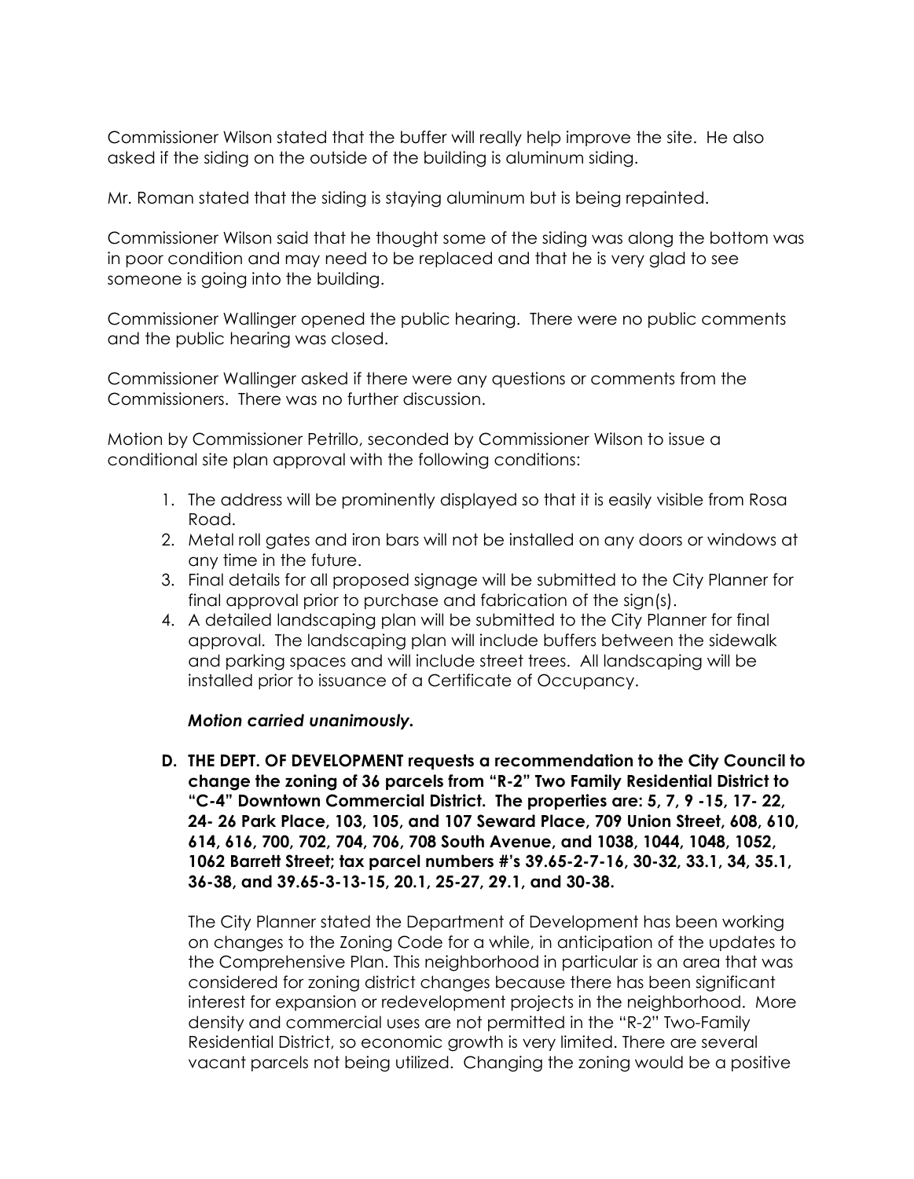Commissioner Wilson stated that the buffer will really help improve the site. He also asked if the siding on the outside of the building is aluminum siding.

Mr. Roman stated that the siding is staying aluminum but is being repainted.

Commissioner Wilson said that he thought some of the siding was along the bottom was in poor condition and may need to be replaced and that he is very glad to see someone is going into the building.

Commissioner Wallinger opened the public hearing. There were no public comments and the public hearing was closed.

Commissioner Wallinger asked if there were any questions or comments from the Commissioners. There was no further discussion.

Motion by Commissioner Petrillo, seconded by Commissioner Wilson to issue a conditional site plan approval with the following conditions:

1. The address will be prominently displayed so that it is easily visible from Rosa Road.
2. Metal roll gates and iron bars will not be installed on any doors or windows at any time in the future.
3. Final details for all proposed signage will be submitted to the City Planner for final approval prior to purchase and fabrication of the sign(s).
4. A detailed landscaping plan will be submitted to the City Planner for final approval. The landscaping plan will include buffers between the sidewalk and parking spaces and will include street trees. All landscaping will be installed prior to issuance of a Certificate of Occupancy.

***Motion carried unanimously.***

**D. THE DEPT. OF DEVELOPMENT requests a recommendation to the City Council to change the zoning of 36 parcels from "R-2" Two Family Residential District to "C-4" Downtown Commercial District. The properties are: 5, 7, 9 -15, 17- 22, 24- 26 Park Place, 103, 105, and 107 Seward Place, 709 Union Street, 608, 610, 614, 616, 700, 702, 704, 706, 708 South Avenue, and 1038, 1044, 1048, 1052, 1062 Barrett Street; tax parcel numbers #'s 39.65-2-7-16, 30-32, 33.1, 34, 35.1, 36-38, and 39.65-3-13-15, 20.1, 25-27, 29.1, and 30-38.**

The City Planner stated the Department of Development has been working on changes to the Zoning Code for a while, in anticipation of the updates to the Comprehensive Plan. This neighborhood in particular is an area that was considered for zoning district changes because there has been significant interest for expansion or redevelopment projects in the neighborhood. More density and commercial uses are not permitted in the "R-2" Two-Family Residential District, so economic growth is very limited. There are several vacant parcels not being utilized. Changing the zoning would be a positive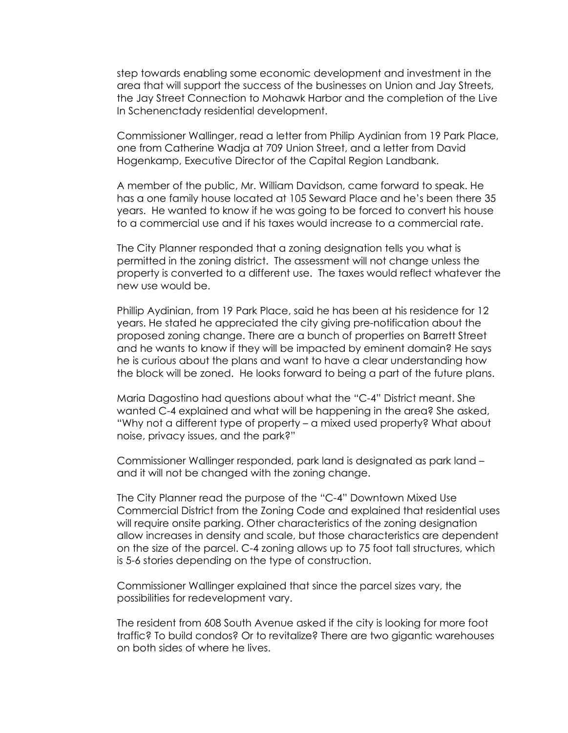step towards enabling some economic development and investment in the area that will support the success of the businesses on Union and Jay Streets, the Jay Street Connection to Mohawk Harbor and the completion of the Live In Schenenctady residential development.

Commissioner Wallinger, read a letter from Philip Aydinian from 19 Park Place, one from Catherine Wadja at 709 Union Street, and a letter from David Hogenkamp, Executive Director of the Capital Region Landbank.

A member of the public, Mr. William Davidson, came forward to speak. He has a one family house located at 105 Seward Place and he's been there 35 years. He wanted to know if he was going to be forced to convert his house to a commercial use and if his taxes would increase to a commercial rate.

The City Planner responded that a zoning designation tells you what is permitted in the zoning district. The assessment will not change unless the property is converted to a different use. The taxes would reflect whatever the new use would be.

Phillip Aydinian, from 19 Park Place, said he has been at his residence for 12 years. He stated he appreciated the city giving pre-notification about the proposed zoning change. There are a bunch of properties on Barrett Street and he wants to know if they will be impacted by eminent domain? He says he is curious about the plans and want to have a clear understanding how the block will be zoned. He looks forward to being a part of the future plans.

Maria Dagostino had questions about what the "C-4" District meant. She wanted C-4 explained and what will be happening in the area? She asked, "Why not a different type of property – a mixed used property? What about noise, privacy issues, and the park?"

Commissioner Wallinger responded, park land is designated as park land – and it will not be changed with the zoning change.

The City Planner read the purpose of the "C-4" Downtown Mixed Use Commercial District from the Zoning Code and explained that residential uses will require onsite parking. Other characteristics of the zoning designation allow increases in density and scale, but those characteristics are dependent on the size of the parcel. C-4 zoning allows up to 75 foot tall structures, which is 5-6 stories depending on the type of construction.

Commissioner Wallinger explained that since the parcel sizes vary, the possibilities for redevelopment vary.

The resident from 608 South Avenue asked if the city is looking for more foot traffic? To build condos? Or to revitalize? There are two gigantic warehouses on both sides of where he lives.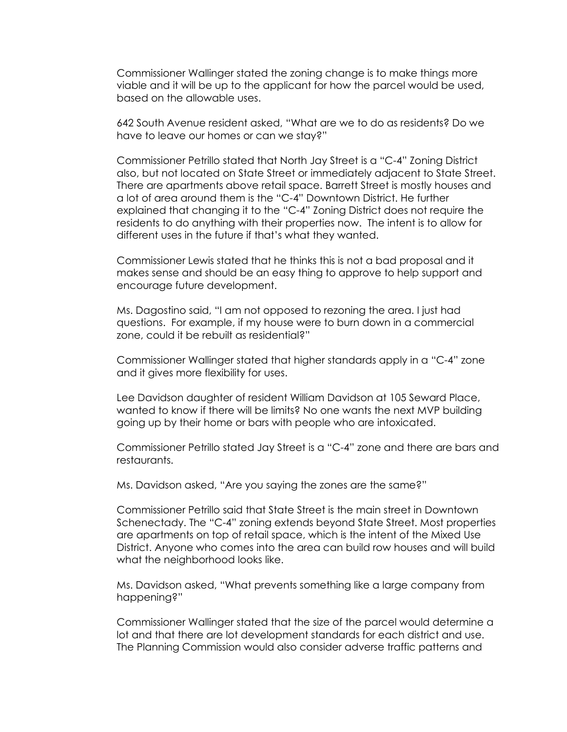Commissioner Wallinger stated the zoning change is to make things more viable and it will be up to the applicant for how the parcel would be used, based on the allowable uses.

642 South Avenue resident asked, "What are we to do as residents? Do we have to leave our homes or can we stay?"

Commissioner Petrillo stated that North Jay Street is a "C-4" Zoning District also, but not located on State Street or immediately adjacent to State Street. There are apartments above retail space. Barrett Street is mostly houses and a lot of area around them is the "C-4" Downtown District. He further explained that changing it to the "C-4" Zoning District does not require the residents to do anything with their properties now. The intent is to allow for different uses in the future if that's what they wanted.

Commissioner Lewis stated that he thinks this is not a bad proposal and it makes sense and should be an easy thing to approve to help support and encourage future development.

Ms. Dagostino said, "I am not opposed to rezoning the area. I just had questions. For example, if my house were to burn down in a commercial zone, could it be rebuilt as residential?"

Commissioner Wallinger stated that higher standards apply in a "C-4" zone and it gives more flexibility for uses.

Lee Davidson daughter of resident William Davidson at 105 Seward Place, wanted to know if there will be limits? No one wants the next MVP building going up by their home or bars with people who are intoxicated.

Commissioner Petrillo stated Jay Street is a "C-4" zone and there are bars and restaurants.

Ms. Davidson asked, "Are you saying the zones are the same?"

Commissioner Petrillo said that State Street is the main street in Downtown Schenectady. The "C-4" zoning extends beyond State Street. Most properties are apartments on top of retail space, which is the intent of the Mixed Use District. Anyone who comes into the area can build row houses and will build what the neighborhood looks like.

Ms. Davidson asked, "What prevents something like a large company from happening?"

Commissioner Wallinger stated that the size of the parcel would determine a lot and that there are lot development standards for each district and use. The Planning Commission would also consider adverse traffic patterns and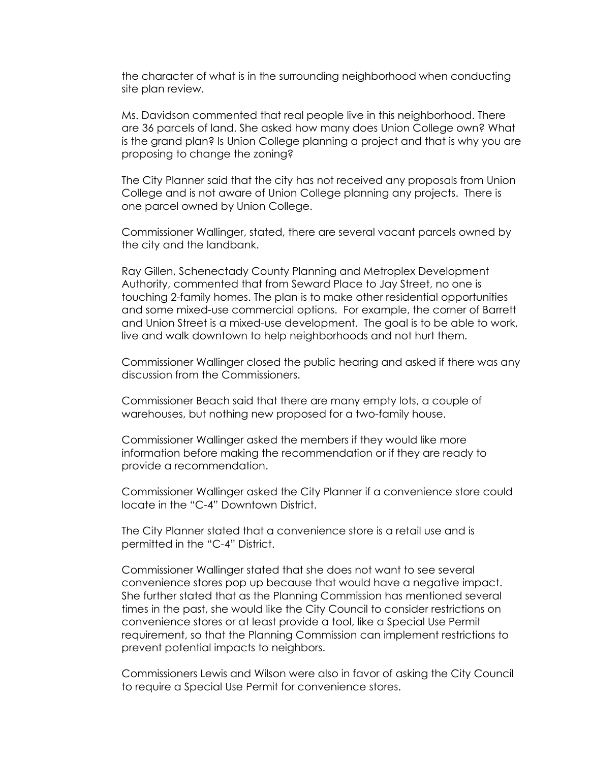the character of what is in the surrounding neighborhood when conducting site plan review.

Ms. Davidson commented that real people live in this neighborhood. There are 36 parcels of land. She asked how many does Union College own? What is the grand plan? Is Union College planning a project and that is why you are proposing to change the zoning?

The City Planner said that the city has not received any proposals from Union College and is not aware of Union College planning any projects. There is one parcel owned by Union College.

Commissioner Wallinger, stated, there are several vacant parcels owned by the city and the landbank.

Ray Gillen, Schenectady County Planning and Metroplex Development Authority, commented that from Seward Place to Jay Street, no one is touching 2-family homes. The plan is to make other residential opportunities and some mixed-use commercial options. For example, the corner of Barrett and Union Street is a mixed-use development. The goal is to be able to work, live and walk downtown to help neighborhoods and not hurt them.

Commissioner Wallinger closed the public hearing and asked if there was any discussion from the Commissioners.

Commissioner Beach said that there are many empty lots, a couple of warehouses, but nothing new proposed for a two-family house.

Commissioner Wallinger asked the members if they would like more information before making the recommendation or if they are ready to provide a recommendation.

Commissioner Wallinger asked the City Planner if a convenience store could locate in the "C-4" Downtown District.

The City Planner stated that a convenience store is a retail use and is permitted in the "C-4" District.

Commissioner Wallinger stated that she does not want to see several convenience stores pop up because that would have a negative impact. She further stated that as the Planning Commission has mentioned several times in the past, she would like the City Council to consider restrictions on convenience stores or at least provide a tool, like a Special Use Permit requirement, so that the Planning Commission can implement restrictions to prevent potential impacts to neighbors.

Commissioners Lewis and Wilson were also in favor of asking the City Council to require a Special Use Permit for convenience stores.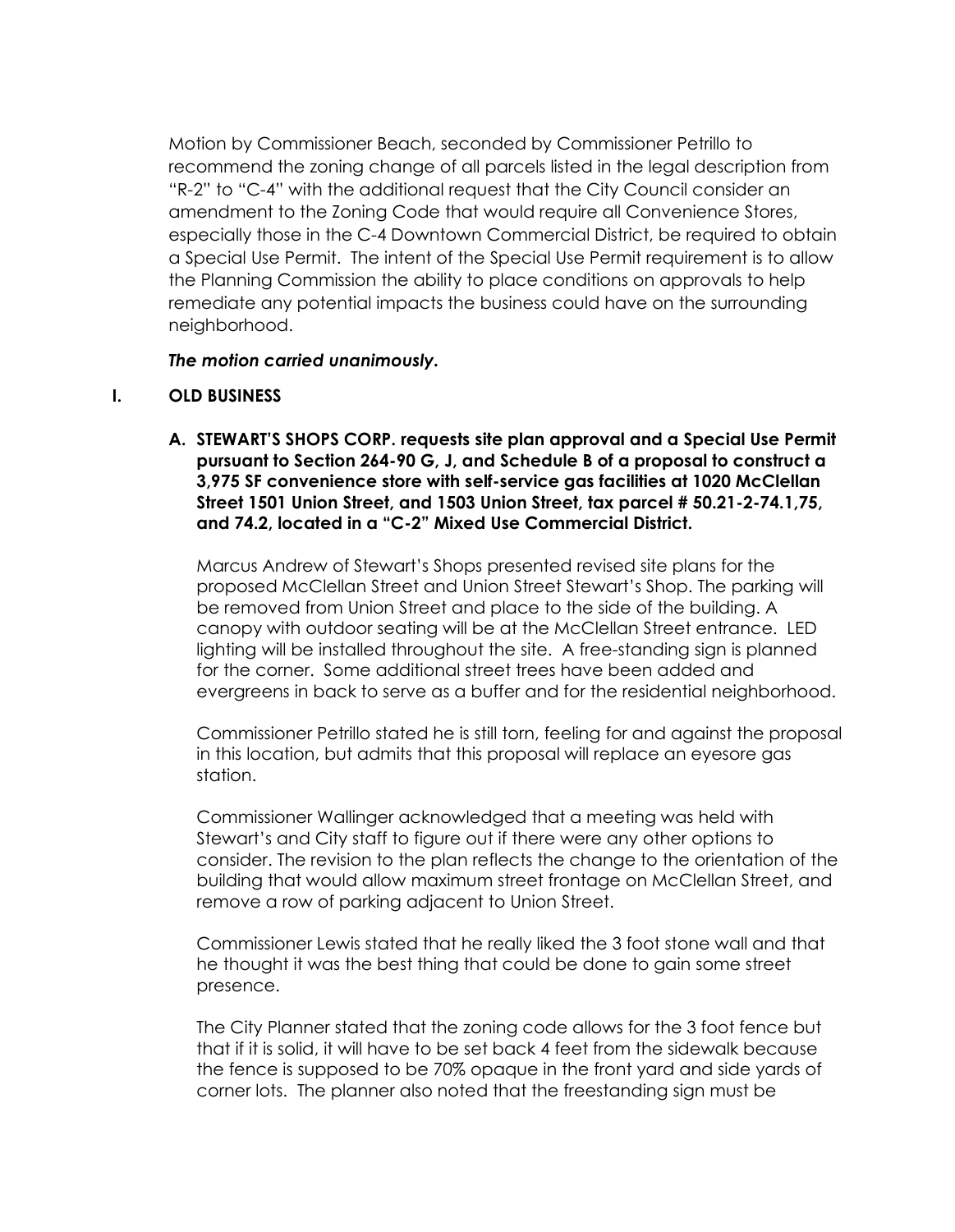Motion by Commissioner Beach, seconded by Commissioner Petrillo to recommend the zoning change of all parcels listed in the legal description from "R-2" to "C-4" with the additional request that the City Council consider an amendment to the Zoning Code that would require all Convenience Stores, especially those in the C-4 Downtown Commercial District, be required to obtain a Special Use Permit. The intent of the Special Use Permit requirement is to allow the Planning Commission the ability to place conditions on approvals to help remediate any potential impacts the business could have on the surrounding neighborhood.

***The motion carried unanimously.***

## I. OLD BUSINESS

**A. STEWART'S SHOPS CORP. requests site plan approval and a Special Use Permit pursuant to Section 264-90 G, J, and Schedule B of a proposal to construct a 3,975 SF convenience store with self-service gas facilities at 1020 McClellan Street 1501 Union Street, and 1503 Union Street, tax parcel # 50.21-2-74.1,75, and 74.2, located in a "C-2" Mixed Use Commercial District.**

Marcus Andrew of Stewart's Shops presented revised site plans for the proposed McClellan Street and Union Street Stewart's Shop. The parking will be removed from Union Street and place to the side of the building. A canopy with outdoor seating will be at the McClellan Street entrance. LED lighting will be installed throughout the site. A free-standing sign is planned for the corner. Some additional street trees have been added and evergreens in back to serve as a buffer and for the residential neighborhood.

Commissioner Petrillo stated he is still torn, feeling for and against the proposal in this location, but admits that this proposal will replace an eyesore gas station.

Commissioner Wallinger acknowledged that a meeting was held with Stewart's and City staff to figure out if there were any other options to consider. The revision to the plan reflects the change to the orientation of the building that would allow maximum street frontage on McClellan Street, and remove a row of parking adjacent to Union Street.

Commissioner Lewis stated that he really liked the 3 foot stone wall and that he thought it was the best thing that could be done to gain some street presence.

The City Planner stated that the zoning code allows for the 3 foot fence but that if it is solid, it will have to be set back 4 feet from the sidewalk because the fence is supposed to be 70% opaque in the front yard and side yards of corner lots. The planner also noted that the freestanding sign must be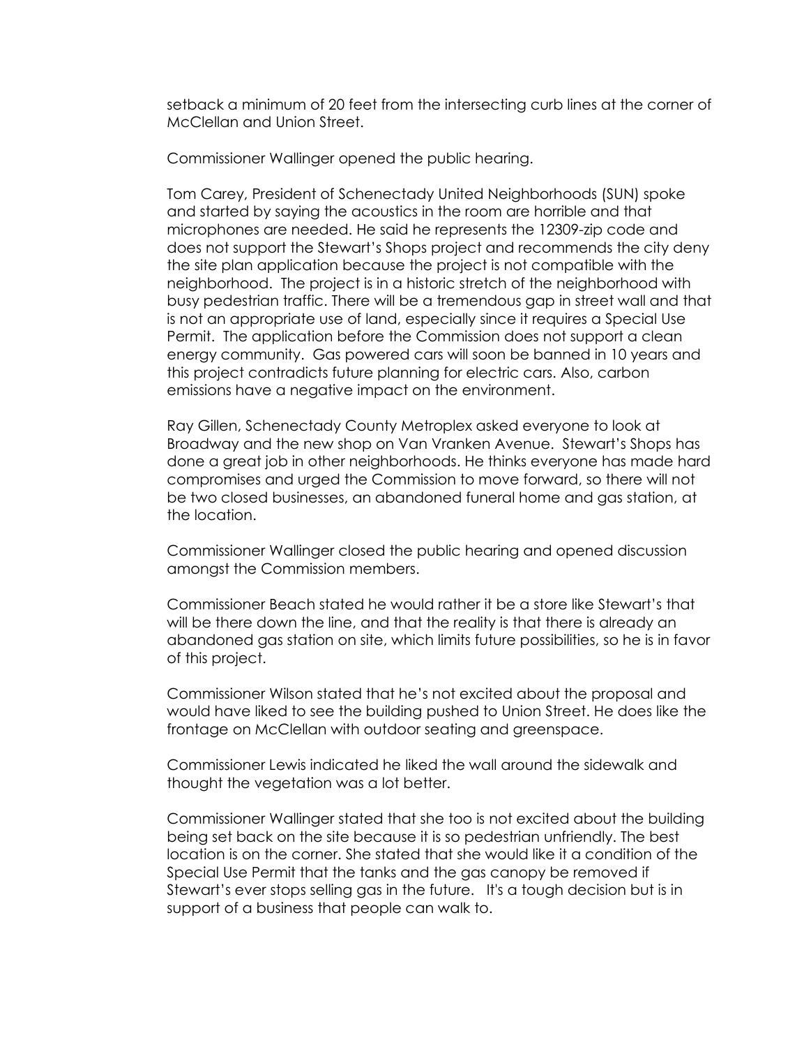setback a minimum of 20 feet from the intersecting curb lines at the corner of McClellan and Union Street.

Commissioner Wallinger opened the public hearing.

Tom Carey, President of Schenectady United Neighborhoods (SUN) spoke and started by saying the acoustics in the room are horrible and that microphones are needed. He said he represents the 12309-zip code and does not support the Stewart's Shops project and recommends the city deny the site plan application because the project is not compatible with the neighborhood. The project is in a historic stretch of the neighborhood with busy pedestrian traffic. There will be a tremendous gap in street wall and that is not an appropriate use of land, especially since it requires a Special Use Permit. The application before the Commission does not support a clean energy community. Gas powered cars will soon be banned in 10 years and this project contradicts future planning for electric cars. Also, carbon emissions have a negative impact on the environment.

Ray Gillen, Schenectady County Metroplex asked everyone to look at Broadway and the new shop on Van Vranken Avenue. Stewart's Shops has done a great job in other neighborhoods. He thinks everyone has made hard compromises and urged the Commission to move forward, so there will not be two closed businesses, an abandoned funeral home and gas station, at the location.

Commissioner Wallinger closed the public hearing and opened discussion amongst the Commission members.

Commissioner Beach stated he would rather it be a store like Stewart's that will be there down the line, and that the reality is that there is already an abandoned gas station on site, which limits future possibilities, so he is in favor of this project.

Commissioner Wilson stated that he's not excited about the proposal and would have liked to see the building pushed to Union Street. He does like the frontage on McClellan with outdoor seating and greenspace.

Commissioner Lewis indicated he liked the wall around the sidewalk and thought the vegetation was a lot better.

Commissioner Wallinger stated that she too is not excited about the building being set back on the site because it is so pedestrian unfriendly. The best location is on the corner. She stated that she would like it a condition of the Special Use Permit that the tanks and the gas canopy be removed if Stewart's ever stops selling gas in the future. It's a tough decision but is in support of a business that people can walk to.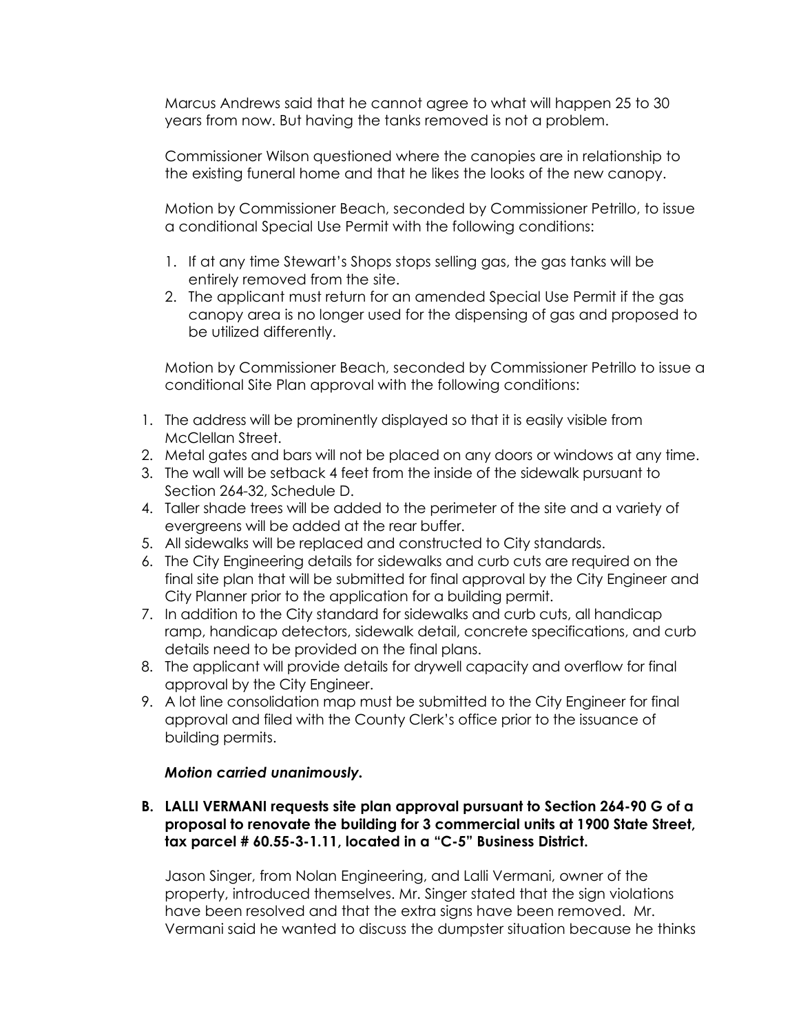Marcus Andrews said that he cannot agree to what will happen 25 to 30 years from now. But having the tanks removed is not a problem.

Commissioner Wilson questioned where the canopies are in relationship to the existing funeral home and that he likes the looks of the new canopy.

Motion by Commissioner Beach, seconded by Commissioner Petrillo, to issue a conditional Special Use Permit with the following conditions:

1. If at any time Stewart's Shops stops selling gas, the gas tanks will be entirely removed from the site.
2. The applicant must return for an amended Special Use Permit if the gas canopy area is no longer used for the dispensing of gas and proposed to be utilized differently.

Motion by Commissioner Beach, seconded by Commissioner Petrillo to issue a conditional Site Plan approval with the following conditions:

1. The address will be prominently displayed so that it is easily visible from McClellan Street.
2. Metal gates and bars will not be placed on any doors or windows at any time.
3. The wall will be setback 4 feet from the inside of the sidewalk pursuant to Section 264-32, Schedule D.
4. Taller shade trees will be added to the perimeter of the site and a variety of evergreens will be added at the rear buffer.
5. All sidewalks will be replaced and constructed to City standards.
6. The City Engineering details for sidewalks and curb cuts are required on the final site plan that will be submitted for final approval by the City Engineer and City Planner prior to the application for a building permit.
7. In addition to the City standard for sidewalks and curb cuts, all handicap ramp, handicap detectors, sidewalk detail, concrete specifications, and curb details need to be provided on the final plans.
8. The applicant will provide details for drywell capacity and overflow for final approval by the City Engineer.
9. A lot line consolidation map must be submitted to the City Engineer for final approval and filed with the County Clerk's office prior to the issuance of building permits.

***Motion carried unanimously.***

**B. LALLI VERMANI requests site plan approval pursuant to Section 264-90 G of a proposal to renovate the building for 3 commercial units at 1900 State Street, tax parcel # 60.55-3-1.11, located in a "C-5" Business District.**

Jason Singer, from Nolan Engineering, and Lalli Vermani, owner of the property, introduced themselves. Mr. Singer stated that the sign violations have been resolved and that the extra signs have been removed. Mr. Vermani said he wanted to discuss the dumpster situation because he thinks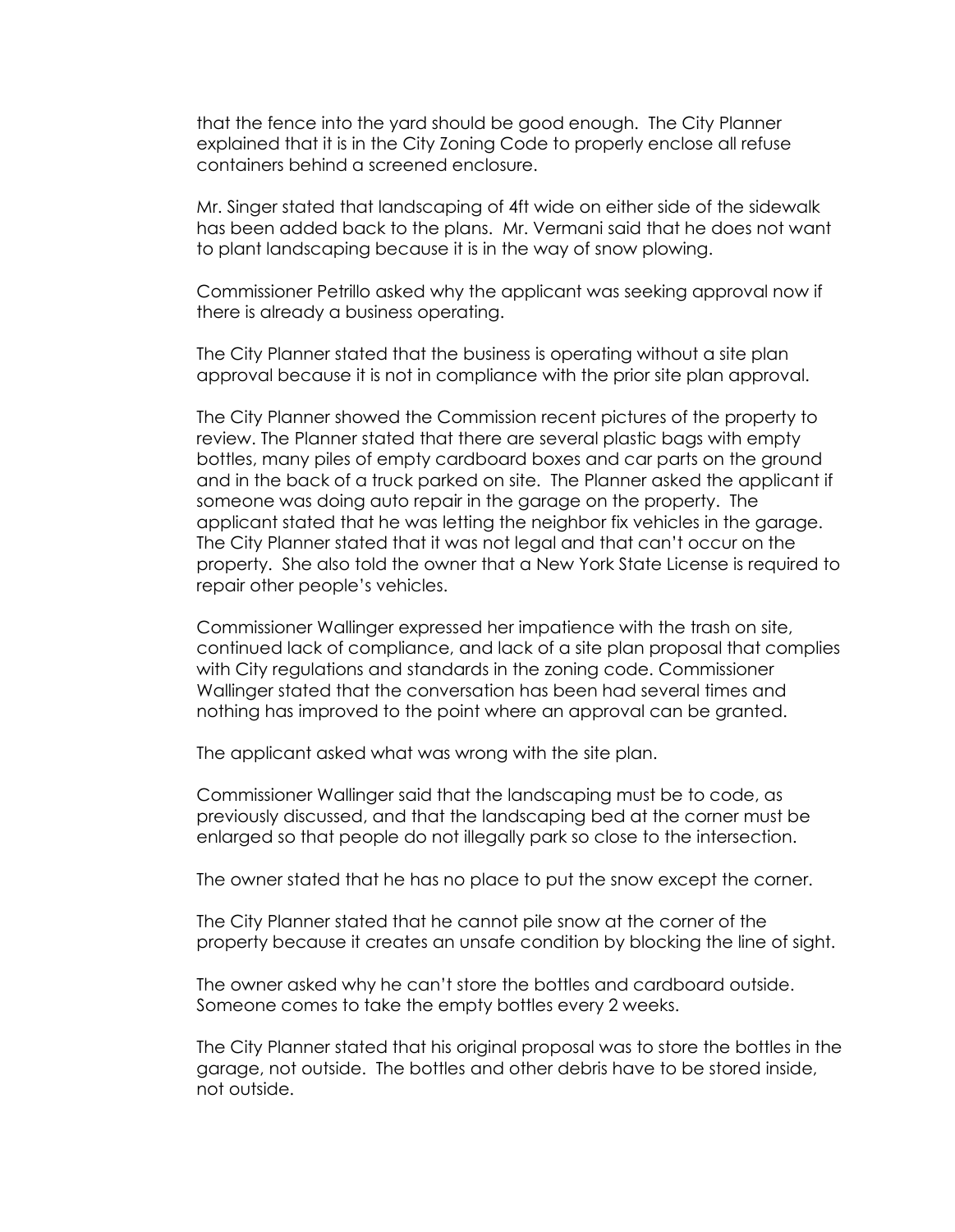that the fence into the yard should be good enough. The City Planner explained that it is in the City Zoning Code to properly enclose all refuse containers behind a screened enclosure.

Mr. Singer stated that landscaping of 4ft wide on either side of the sidewalk has been added back to the plans. Mr. Vermani said that he does not want to plant landscaping because it is in the way of snow plowing.

Commissioner Petrillo asked why the applicant was seeking approval now if there is already a business operating.

The City Planner stated that the business is operating without a site plan approval because it is not in compliance with the prior site plan approval.

The City Planner showed the Commission recent pictures of the property to review. The Planner stated that there are several plastic bags with empty bottles, many piles of empty cardboard boxes and car parts on the ground and in the back of a truck parked on site. The Planner asked the applicant if someone was doing auto repair in the garage on the property. The applicant stated that he was letting the neighbor fix vehicles in the garage. The City Planner stated that it was not legal and that can't occur on the property. She also told the owner that a New York State License is required to repair other people's vehicles.

Commissioner Wallinger expressed her impatience with the trash on site, continued lack of compliance, and lack of a site plan proposal that complies with City regulations and standards in the zoning code. Commissioner Wallinger stated that the conversation has been had several times and nothing has improved to the point where an approval can be granted.

The applicant asked what was wrong with the site plan.

Commissioner Wallinger said that the landscaping must be to code, as previously discussed, and that the landscaping bed at the corner must be enlarged so that people do not illegally park so close to the intersection.

The owner stated that he has no place to put the snow except the corner.

The City Planner stated that he cannot pile snow at the corner of the property because it creates an unsafe condition by blocking the line of sight.

The owner asked why he can't store the bottles and cardboard outside. Someone comes to take the empty bottles every 2 weeks.

The City Planner stated that his original proposal was to store the bottles in the garage, not outside. The bottles and other debris have to be stored inside, not outside.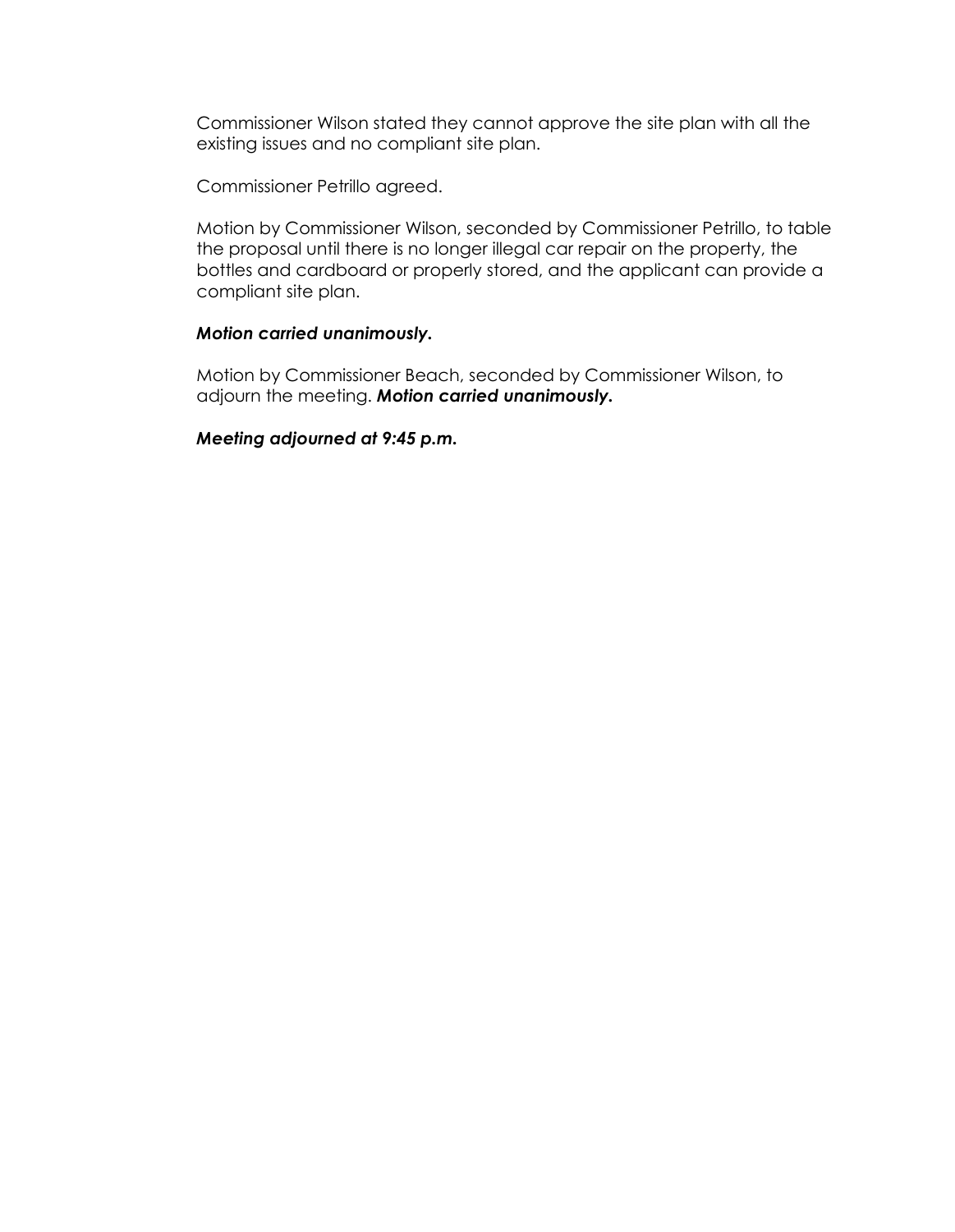Commissioner Wilson stated they cannot approve the site plan with all the existing issues and no compliant site plan.

Commissioner Petrillo agreed.

Motion by Commissioner Wilson, seconded by Commissioner Petrillo, to table the proposal until there is no longer illegal car repair on the property, the bottles and cardboard or properly stored, and the applicant can provide a compliant site plan.

***Motion carried unanimously.***

Motion by Commissioner Beach, seconded by Commissioner Wilson, to adjourn the meeting. ***Motion carried unanimously.***

***Meeting adjourned at 9:45 p.m.***